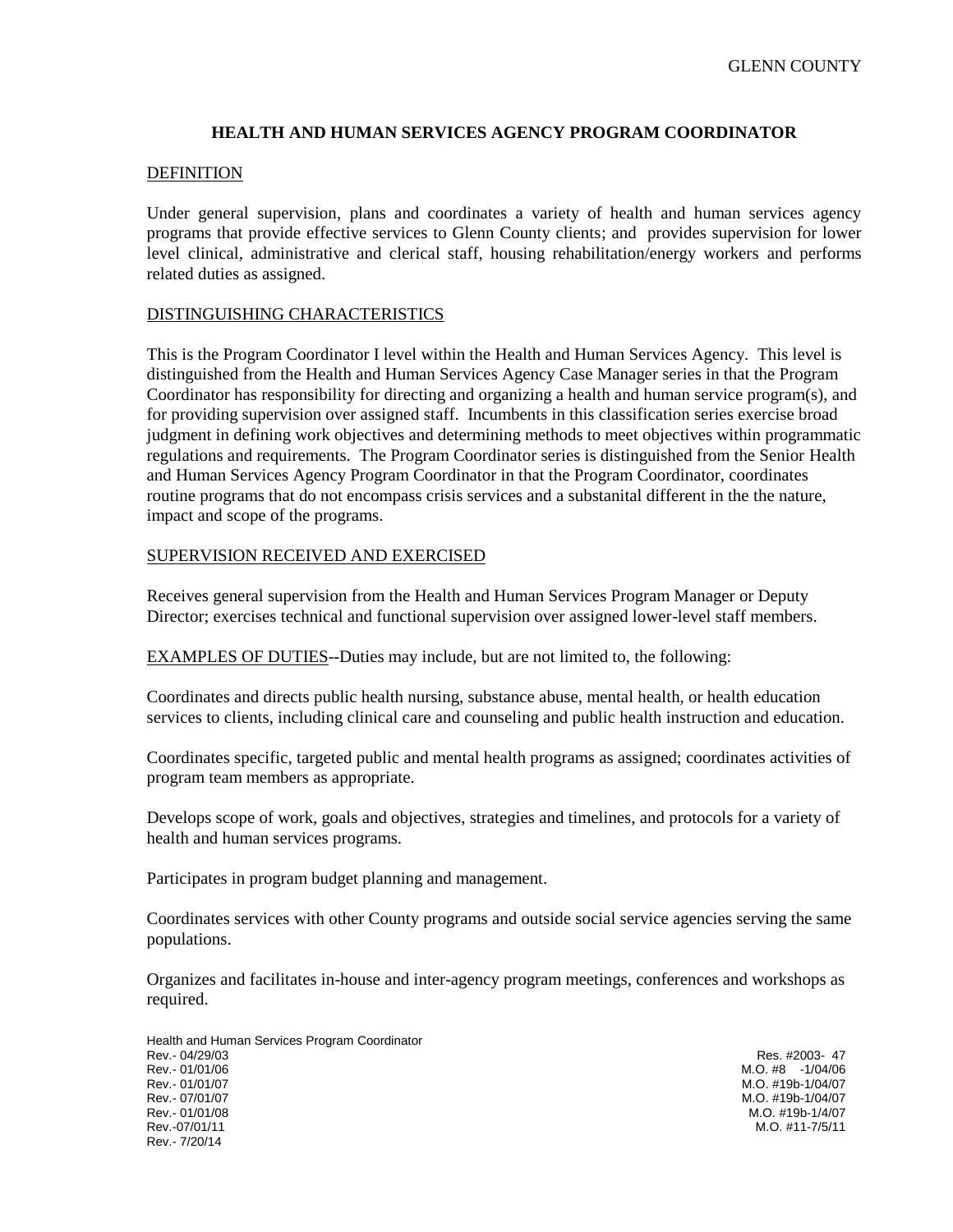GLENN COUNTY

# HEALTH AND HUMAN SERVICES AGENCY PROGRAM COORDINATOR

## DEFINITION

Under general supervision, plans and coordinates a variety of health and human services agency programs that provide effective services to Glenn County clients; and provides supervision for lower level clinical, administrative and clerical staff, housing rehabilitation/energy workers and performs related duties as assigned.

## DISTINGUISHING CHARACTERISTICS

This is the Program Coordinator I level within the Health and Human Services Agency. This level is distinguished from the Health and Human Services Agency Case Manager series in that the Program Coordinator has responsibility for directing and organizing a health and human service program(s), and for providing supervision over assigned staff. Incumbents in this classification series exercise broad judgment in defining work objectives and determining methods to meet objectives within programmatic regulations and requirements. The Program Coordinator series is distinguished from the Senior Health and Human Services Agency Program Coordinator in that the Program Coordinator, coordinates routine programs that do not encompass crisis services and a substanital different in the the nature, impact and scope of the programs.

## SUPERVISION RECEIVED AND EXERCISED

Receives general supervision from the Health and Human Services Program Manager or Deputy Director; exercises technical and functional supervision over assigned lower-level staff members.

## EXAMPLES OF DUTIES--Duties may include, but are not limited to, the following:

Coordinates and directs public health nursing, substance abuse, mental health, or health education services to clients, including clinical care and counseling and public health instruction and education.

Coordinates specific, targeted public and mental health programs as assigned; coordinates activities of program team members as appropriate.

Develops scope of work, goals and objectives, strategies and timelines, and protocols for a variety of health and human services programs.

Participates in program budget planning and management.

Coordinates services with other County programs and outside social service agencies serving the same populations.

Organizes and facilitates in-house and inter-agency program meetings, conferences and workshops as required.

Health and Human Services Program Coordinator

| | |
|---|---|
| Rev.- 04/29/03 | Res. #2003- 47 |
| Rev.- 01/01/06 | M.O. #8 -1/04/06 |
| Rev.- 01/01/07 | M.O. #19b-1/04/07 |
| Rev.- 07/01/07 | M.O. #19b-1/04/07 |
| Rev.- 01/01/08 | M.O. #19b-1/4/07 |
| Rev.-07/01/11 | M.O. #11-7/5/11 |
| Rev.- 7/20/14 | |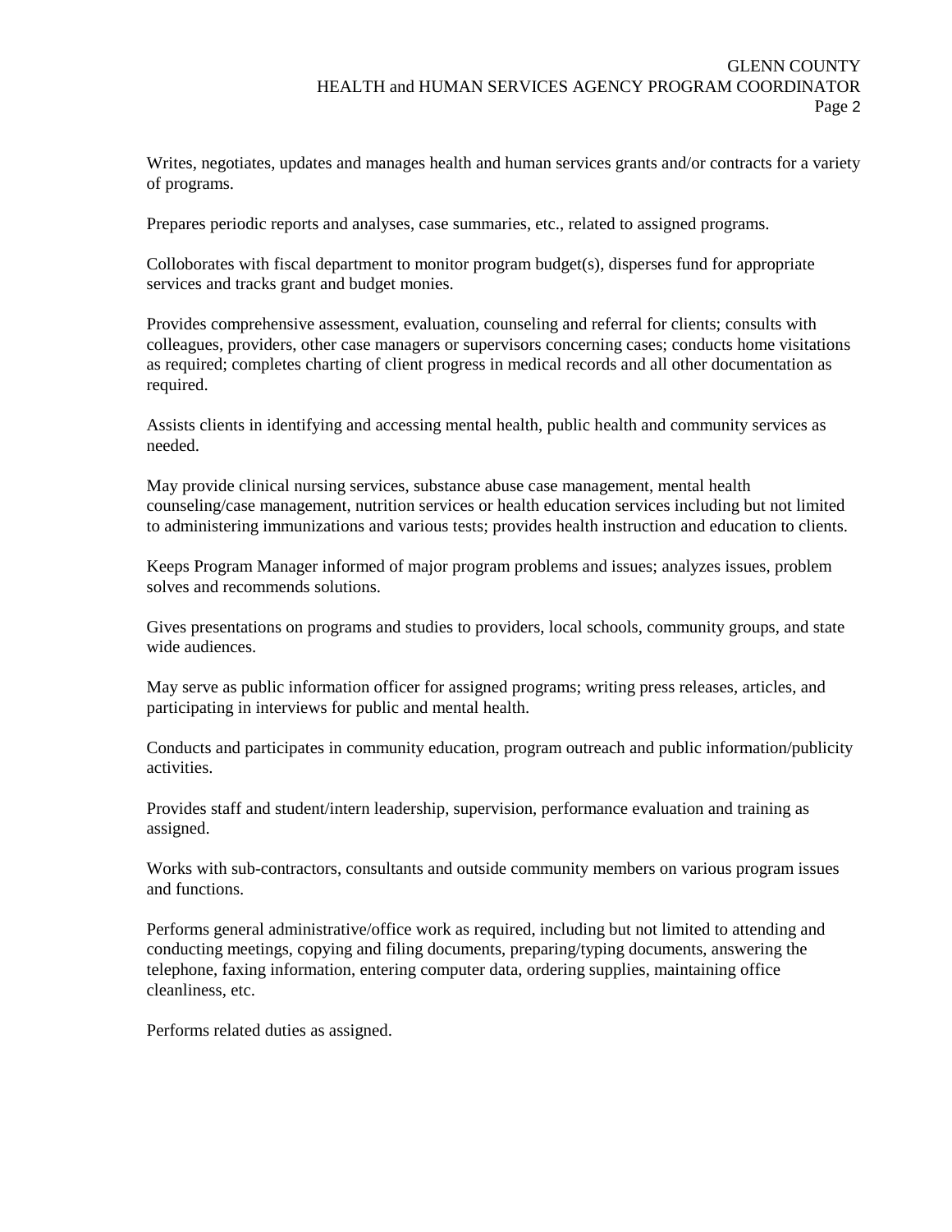Writes, negotiates, updates and manages health and human services grants and/or contracts for a variety of programs.

Prepares periodic reports and analyses, case summaries, etc., related to assigned programs.

Colloborates with fiscal department to monitor program budget(s), disperses fund for appropriate services and tracks grant and budget monies.

Provides comprehensive assessment, evaluation, counseling and referral for clients; consults with colleagues, providers, other case managers or supervisors concerning cases; conducts home visitations as required; completes charting of client progress in medical records and all other documentation as required.

Assists clients in identifying and accessing mental health, public health and community services as needed.

May provide clinical nursing services, substance abuse case management, mental health counseling/case management, nutrition services or health education services including but not limited to administering immunizations and various tests; provides health instruction and education to clients.

Keeps Program Manager informed of major program problems and issues; analyzes issues, problem solves and recommends solutions.

Gives presentations on programs and studies to providers, local schools, community groups, and state wide audiences.

May serve as public information officer for assigned programs; writing press releases, articles, and participating in interviews for public and mental health.

Conducts and participates in community education, program outreach and public information/publicity activities.

Provides staff and student/intern leadership, supervision, performance evaluation and training as assigned.

Works with sub-contractors, consultants and outside community members on various program issues and functions.

Performs general administrative/office work as required, including but not limited to attending and conducting meetings, copying and filing documents, preparing/typing documents, answering the telephone, faxing information, entering computer data, ordering supplies, maintaining office cleanliness, etc.

Performs related duties as assigned.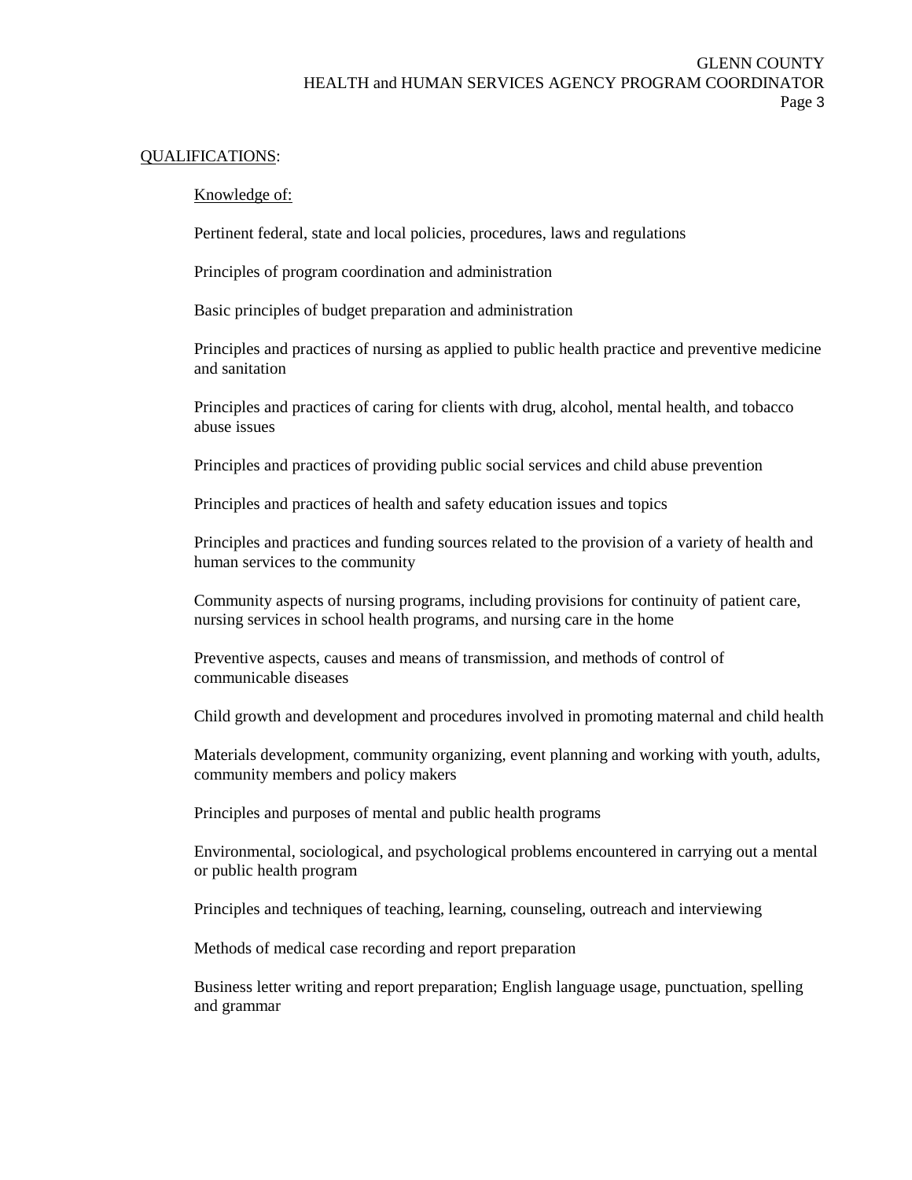## QUALIFICATIONS:

### Knowledge of:

Pertinent federal, state and local policies, procedures, laws and regulations

Principles of program coordination and administration

Basic principles of budget preparation and administration

Principles and practices of nursing as applied to public health practice and preventive medicine and sanitation

Principles and practices of caring for clients with drug, alcohol, mental health, and tobacco abuse issues

Principles and practices of providing public social services and child abuse prevention

Principles and practices of health and safety education issues and topics

Principles and practices and funding sources related to the provision of a variety of health and human services to the community

Community aspects of nursing programs, including provisions for continuity of patient care, nursing services in school health programs, and nursing care in the home

Preventive aspects, causes and means of transmission, and methods of control of communicable diseases

Child growth and development and procedures involved in promoting maternal and child health

Materials development, community organizing, event planning and working with youth, adults, community members and policy makers

Principles and purposes of mental and public health programs

Environmental, sociological, and psychological problems encountered in carrying out a mental or public health program

Principles and techniques of teaching, learning, counseling, outreach and interviewing

Methods of medical case recording and report preparation

Business letter writing and report preparation; English language usage, punctuation, spelling and grammar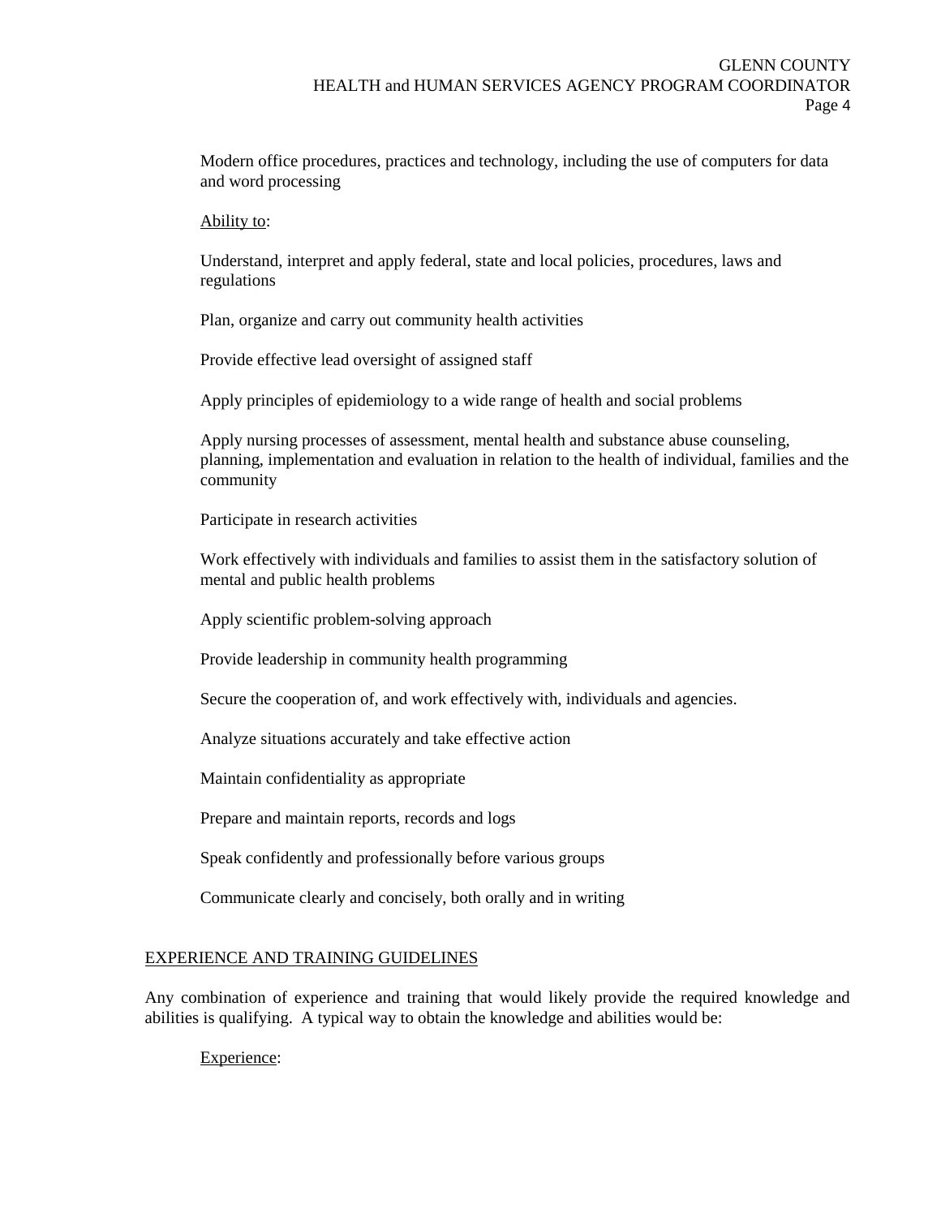Modern office procedures, practices and technology, including the use of computers for data and word processing

Ability to:

Understand, interpret and apply federal, state and local policies, procedures, laws and regulations

Plan, organize and carry out community health activities

Provide effective lead oversight of assigned staff

Apply principles of epidemiology to a wide range of health and social problems

Apply nursing processes of assessment, mental health and substance abuse counseling, planning, implementation and evaluation in relation to the health of individual, families and the community

Participate in research activities

Work effectively with individuals and families to assist them in the satisfactory solution of mental and public health problems

Apply scientific problem-solving approach

Provide leadership in community health programming

Secure the cooperation of, and work effectively with, individuals and agencies.

Analyze situations accurately and take effective action

Maintain confidentiality as appropriate

Prepare and maintain reports, records and logs

Speak confidently and professionally before various groups

Communicate clearly and concisely, both orally and in writing

## EXPERIENCE AND TRAINING GUIDELINES

Any combination of experience and training that would likely provide the required knowledge and abilities is qualifying. A typical way to obtain the knowledge and abilities would be:

Experience: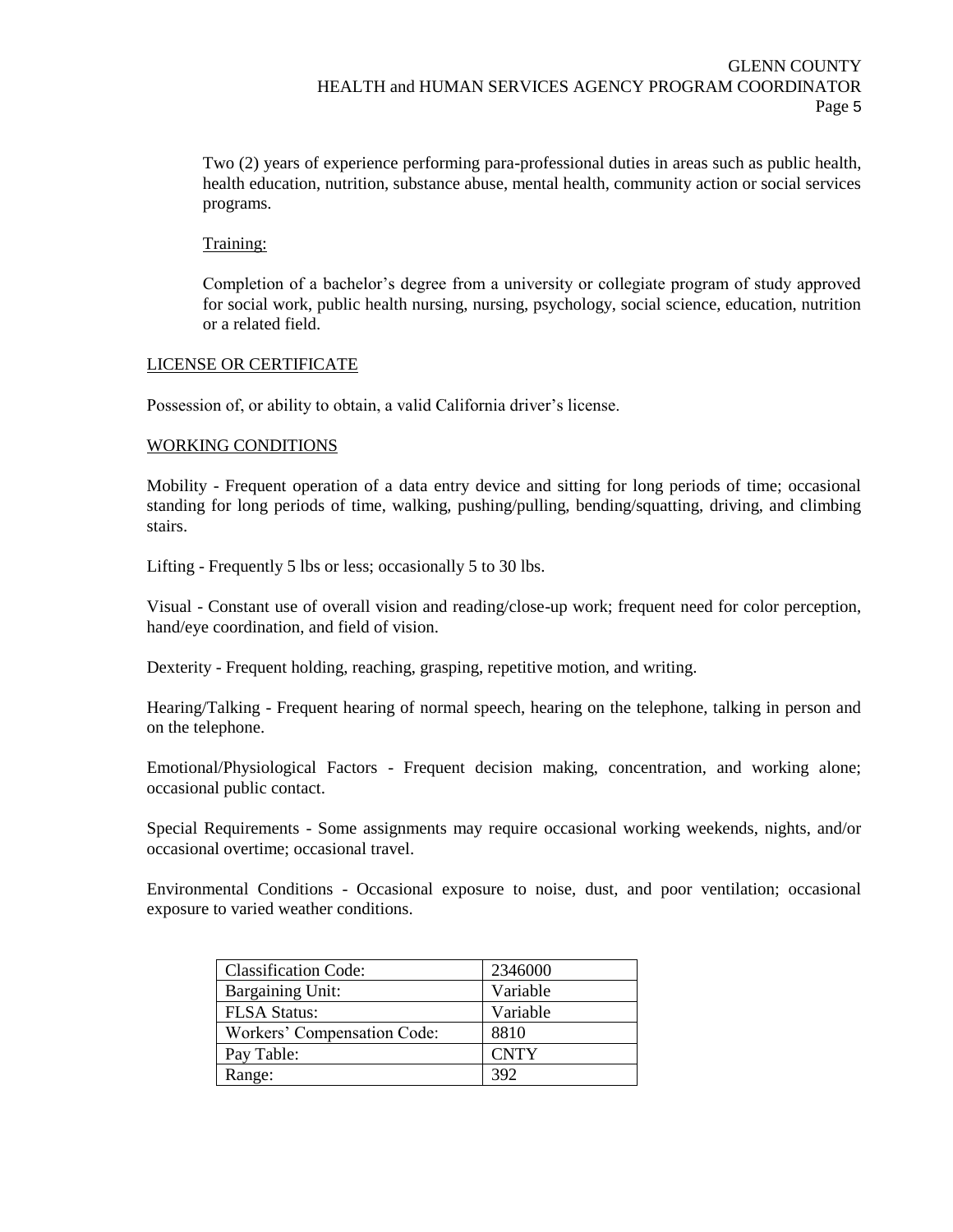Two (2) years of experience performing para-professional duties in areas such as public health, health education, nutrition, substance abuse, mental health, community action or social services programs.

Training:

Completion of a bachelor's degree from a university or collegiate program of study approved for social work, public health nursing, nursing, psychology, social science, education, nutrition or a related field.

## LICENSE OR CERTIFICATE

Possession of, or ability to obtain, a valid California driver's license.

## WORKING CONDITIONS

Mobility - Frequent operation of a data entry device and sitting for long periods of time; occasional standing for long periods of time, walking, pushing/pulling, bending/squatting, driving, and climbing stairs.

Lifting - Frequently 5 lbs or less; occasionally 5 to 30 lbs.

Visual - Constant use of overall vision and reading/close-up work; frequent need for color perception, hand/eye coordination, and field of vision.

Dexterity - Frequent holding, reaching, grasping, repetitive motion, and writing.

Hearing/Talking - Frequent hearing of normal speech, hearing on the telephone, talking in person and on the telephone.

Emotional/Physiological Factors - Frequent decision making, concentration, and working alone; occasional public contact.

Special Requirements - Some assignments may require occasional working weekends, nights, and/or occasional overtime; occasional travel.

Environmental Conditions - Occasional exposure to noise, dust, and poor ventilation; occasional exposure to varied weather conditions.

| | |
|---|---|
| Classification Code: | 2346000 |
| Bargaining Unit: | Variable |
| FLSA Status: | Variable |
| Workers' Compensation Code: | 8810 |
| Pay Table: | CNTY |
| Range: | 392 |